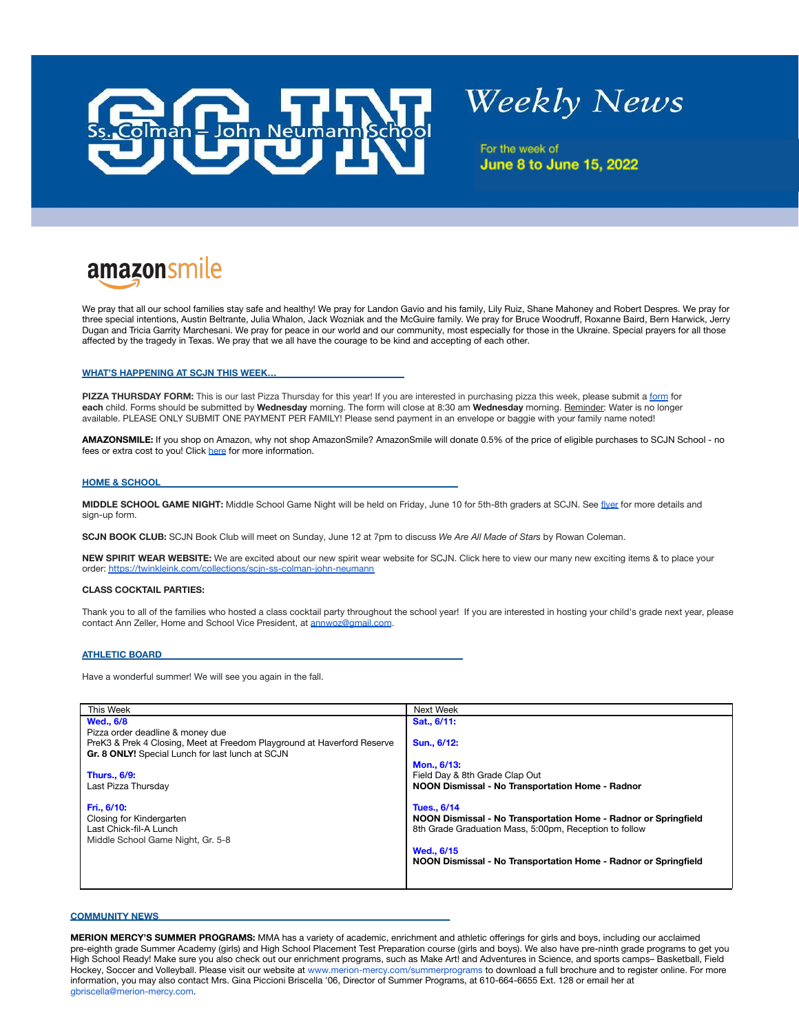# SCJN Ss. Colman – John Neumann School

## Weekly News

For the week of
**June 8 to June 15, 2022**

amazonsmile

We pray that all our school families stay safe and healthy! We pray for Landon Gavio and his family, Lily Ruiz, Shane Mahoney and Robert Despres. We pray for three special intentions, Austin Beltrante, Julia Whalon, Jack Wozniak and the McGuire family. We pray for Bruce Woodruff, Roxanne Baird, Bern Harwick, Jerry Dugan and Tricia Garrity Marchesani. We pray for peace in our world and our community, most especially for those in the Ukraine. Special prayers for all those affected by the tragedy in Texas. We pray that we all have the courage to be kind and accepting of each other.

### WHAT'S HAPPENING AT SCJN THIS WEEK…

**PIZZA THURSDAY FORM:** This is our last Pizza Thursday for this year! If you are interested in purchasing pizza this week, please submit a form for **each** child. Forms should be submitted by **Wednesday** morning. The form will close at 8:30 am **Wednesday** morning. Reminder: Water is no longer available. PLEASE ONLY SUBMIT ONE PAYMENT PER FAMILY! Please send payment in an envelope or baggie with your family name noted!

**AMAZONSMILE:** If you shop on Amazon, why not shop AmazonSmile? AmazonSmile will donate 0.5% of the price of eligible purchases to SCJN School - no fees or extra cost to you! Click here for more information.

### HOME & SCHOOL

**MIDDLE SCHOOL GAME NIGHT:** Middle School Game Night will be held on Friday, June 10 for 5th-8th graders at SCJN. See flyer for more details and sign-up form.

**SCJN BOOK CLUB:** SCJN Book Club will meet on Sunday, June 12 at 7pm to discuss *We Are All Made of Stars* by Rowan Coleman.

**NEW SPIRIT WEAR WEBSITE:** We are excited about our new spirit wear website for SCJN. Click here to view our many new exciting items & to place your order: https://twinkleink.com/collections/scjn-ss-colman-john-neumann

**CLASS COCKTAIL PARTIES:**

Thank you to all of the families who hosted a class cocktail party throughout the school year! If you are interested in hosting your child's grade next year, please contact Ann Zeller, Home and School Vice President, at annwoz@gmail.com.

### ATHLETIC BOARD

Have a wonderful summer! We will see you again in the fall.

| This Week | Next Week |
|---|---|
| **Wed., 6/8**<br>Pizza order deadline & money due<br>PreK3 & Prek 4 Closing, Meet at Freedom Playground at Haverford Reserve<br>**Gr. 8 ONLY!** Special Lunch for last lunch at SCJN<br><br>**Thurs., 6/9:**<br>Last Pizza Thursday<br><br>**Fri., 6/10:**<br>Closing for Kindergarten<br>Last Chick-fil-A Lunch<br>Middle School Game Night, Gr. 5-8 | **Sat., 6/11:**<br><br>**Sun., 6/12:**<br><br>**Mon., 6/13:**<br>Field Day & 8th Grade Clap Out<br>**NOON Dismissal - No Transportation Home - Radnor**<br><br>**Tues., 6/14**<br>**NOON Dismissal - No Transportation Home - Radnor or Springfield**<br>8th Grade Graduation Mass, 5:00pm, Reception to follow<br><br>**Wed., 6/15**<br>**NOON Dismissal - No Transportation Home - Radnor or Springfield** |

### COMMUNITY NEWS

**MERION MERCY'S SUMMER PROGRAMS:** MMA has a variety of academic, enrichment and athletic offerings for girls and boys, including our acclaimed pre-eighth grade Summer Academy (girls) and High School Placement Test Preparation course (girls and boys). We also have pre-ninth grade programs to get you High School Ready! Make sure you also check out our enrichment programs, such as Make Art! and Adventures in Science, and sports camps– Basketball, Field Hockey, Soccer and Volleyball. Please visit our website at www.merion-mercy.com/summerprograms to download a full brochure and to register online. For more information, you may also contact Mrs. Gina Piccioni Briscella '06, Director of Summer Programs, at 610-664-6655 Ext. 128 or email her at gbriscella@merion-mercy.com.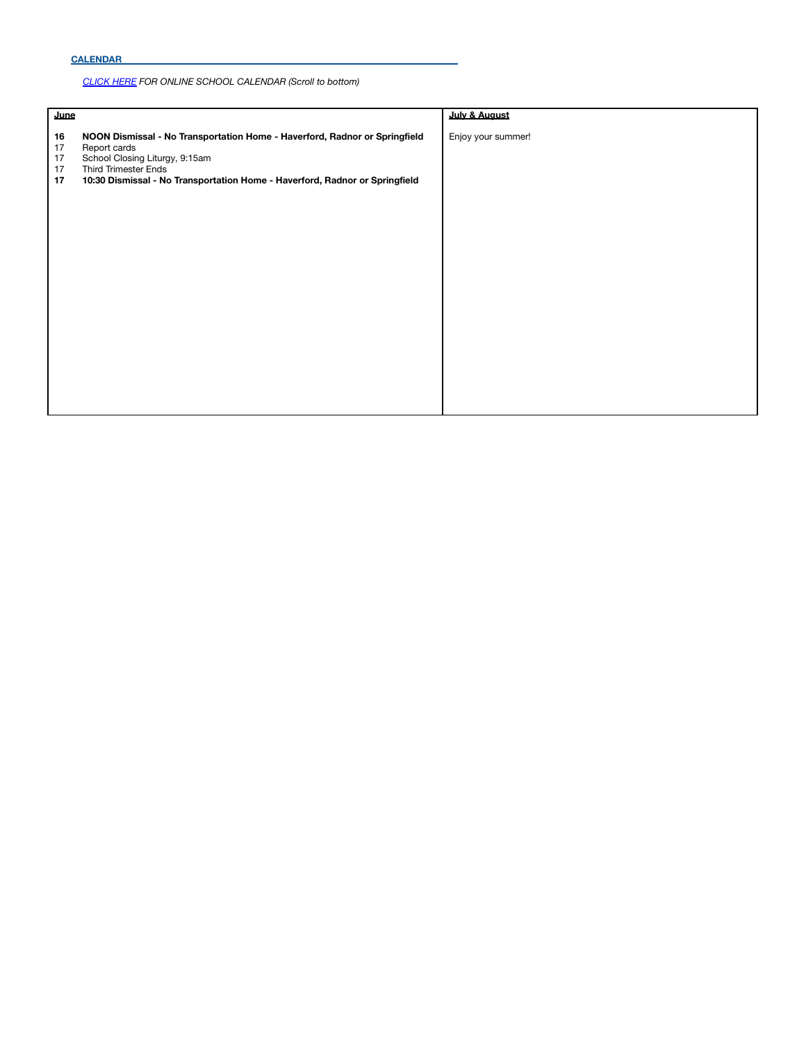**CALENDAR**

*CLICK HERE FOR ONLINE SCHOOL CALENDAR (Scroll to bottom)*

| June | July & August |
|---|---|
| **16** **NOON Dismissal - No Transportation Home - Haverford, Radnor or Springfield**<br>17 Report cards<br>17 School Closing Liturgy, 9:15am<br>17 Third Trimester Ends<br>**17** **10:30 Dismissal - No Transportation Home - Haverford, Radnor or Springfield** | Enjoy your summer! |